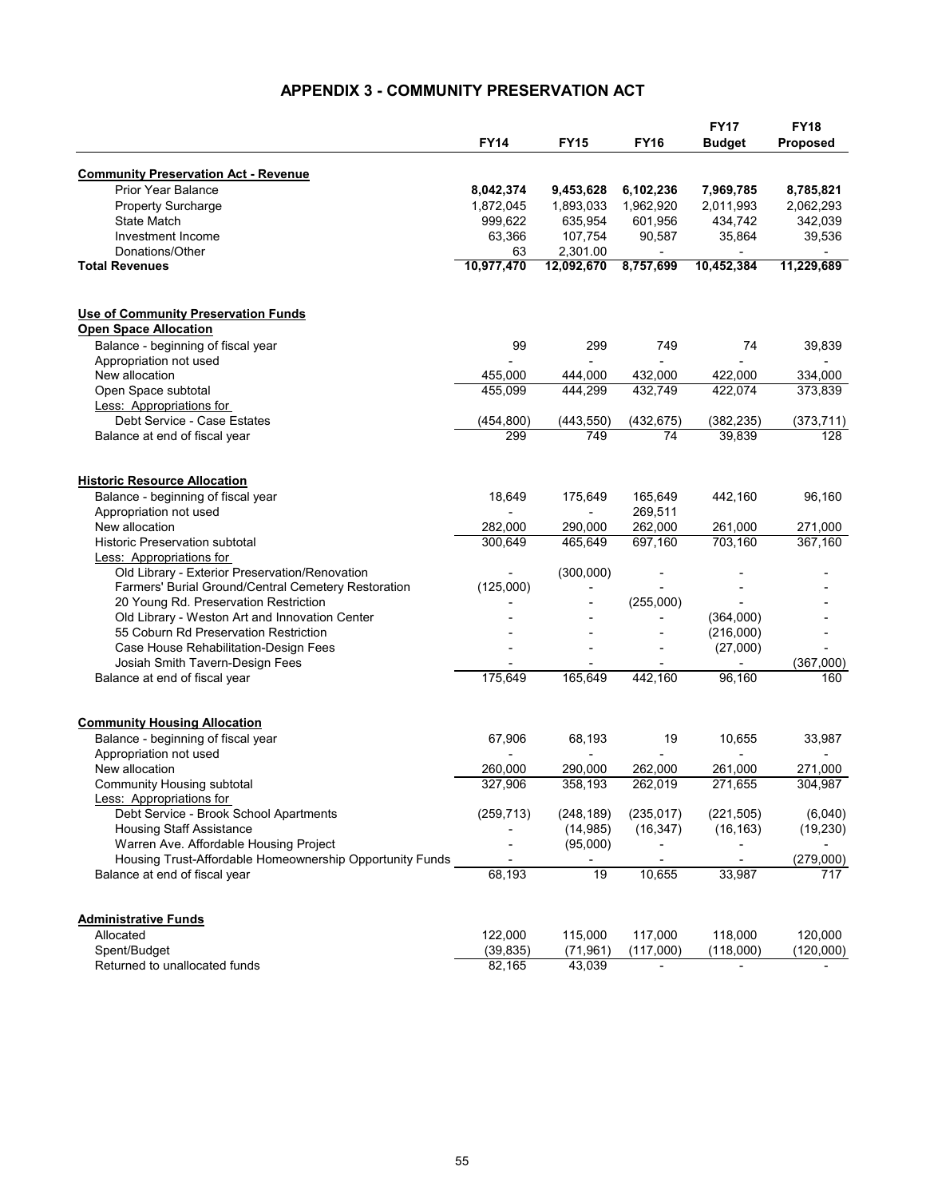## APPENDIX 3 - COMMUNITY PRESERVATION ACT

| | FY14 | FY15 | FY16 | FY17 Budget | FY18 Proposed |
|---|---|---|---|---|---|
| **Community Preservation Act - Revenue** | | | | | |
| Prior Year Balance | **8,042,374** | **9,453,628** | **6,102,236** | **7,969,785** | **8,785,821** |
| Property Surcharge | 1,872,045 | 1,893,033 | 1,962,920 | 2,011,993 | 2,062,293 |
| State Match | 999,622 | 635,954 | 601,956 | 434,742 | 342,039 |
| Investment Income | 63,366 | 107,754 | 90,587 | 35,864 | 39,536 |
| Donations/Other | 63 | 2,301.00 | - | - | - |
| **Total Revenues** | **10,977,470** | **12,092,670** | **8,757,699** | **10,452,384** | **11,229,689** |
| | | | | | |
| **Use of Community Preservation Funds** | | | | | |
| **Open Space Allocation** | | | | | |
| Balance - beginning of fiscal year | 99 | 299 | 749 | 74 | 39,839 |
| Appropriation not used | - | - | - | - | - |
| New allocation | 455,000 | 444,000 | 432,000 | 422,000 | 334,000 |
| Open Space subtotal | 455,099 | 444,299 | 432,749 | 422,074 | 373,839 |
| Less: Appropriations for | | | | | |
| Debt Service - Case Estates | (454,800) | (443,550) | (432,675) | (382,235) | (373,711) |
| Balance at end of fiscal year | 299 | 749 | 74 | 39,839 | 128 |
| | | | | | |
| **Historic Resource Allocation** | | | | | |
| Balance - beginning of fiscal year | 18,649 | 175,649 | 165,649 | 442,160 | 96,160 |
| Appropriation not used | - | - | 269,511 | | |
| New allocation | 282,000 | 290,000 | 262,000 | 261,000 | 271,000 |
| Historic Preservation subtotal | 300,649 | 465,649 | 697,160 | 703,160 | 367,160 |
| Less: Appropriations for | | | | | |
| Old Library - Exterior Preservation/Renovation | - | (300,000) | - | - | - |
| Farmers' Burial Ground/Central Cemetery Restoration | (125,000) | - | - | - | - |
| 20 Young Rd. Preservation Restriction | - | - | (255,000) | - | - |
| Old Library - Weston Art and Innovation Center | - | - | - | (364,000) | - |
| 55 Coburn Rd Preservation Restriction | - | - | - | (216,000) | - |
| Case House Rehabilitation-Design Fees | - | - | - | (27,000) | - |
| Josiah Smith Tavern-Design Fees | - | - | - | - | (367,000) |
| Balance at end of fiscal year | 175,649 | 165,649 | 442,160 | 96,160 | 160 |
| | | | | | |
| **Community Housing Allocation** | | | | | |
| Balance - beginning of fiscal year | 67,906 | 68,193 | 19 | 10,655 | 33,987 |
| Appropriation not used | - | - | - | - | - |
| New allocation | 260,000 | 290,000 | 262,000 | 261,000 | 271,000 |
| Community Housing subtotal | 327,906 | 358,193 | 262,019 | 271,655 | 304,987 |
| Less: Appropriations for | | | | | |
| Debt Service - Brook School Apartments | (259,713) | (248,189) | (235,017) | (221,505) | (6,040) |
| Housing Staff Assistance | - | (14,985) | (16,347) | (16,163) | (19,230) |
| Warren Ave. Affordable Housing Project | - | (95,000) | - | - | - |
| Housing Trust-Affordable Homeownership Opportunity Funds | - | - | - | - | (279,000) |
| Balance at end of fiscal year | 68,193 | 19 | 10,655 | 33,987 | 717 |
| | | | | | |
| **Administrative Funds** | | | | | |
| Allocated | 122,000 | 115,000 | 117,000 | 118,000 | 120,000 |
| Spent/Budget | (39,835) | (71,961) | (117,000) | (118,000) | (120,000) |
| Returned to unallocated funds | 82,165 | 43,039 | - | - | - |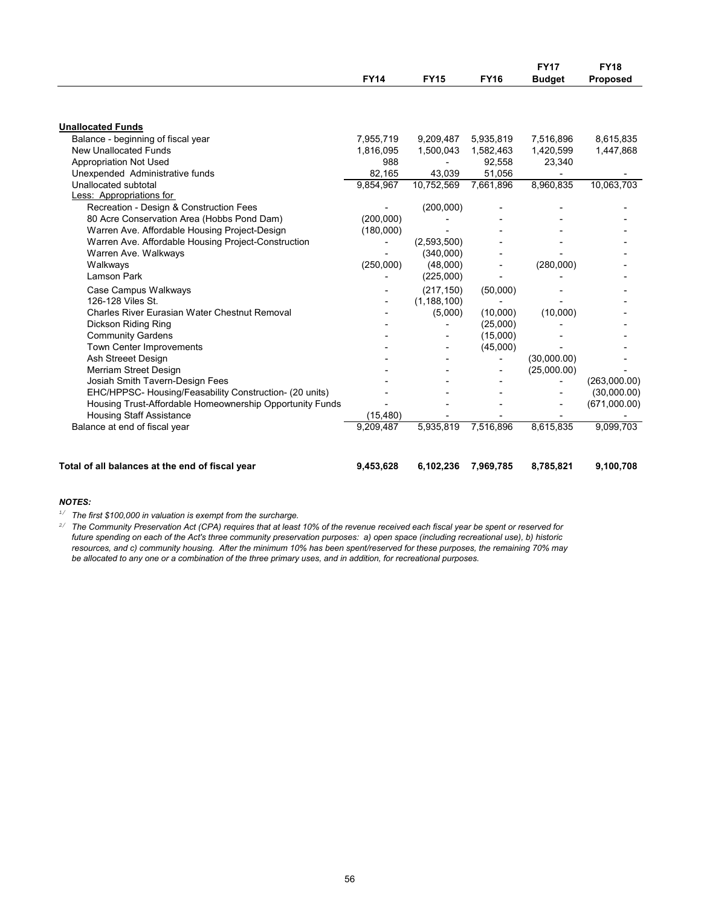| | FY14 | FY15 | FY16 | FY17 Budget | FY18 Proposed |
|---|---|---|---|---|---|
| **Unallocated Funds** | | | | | |
| Balance - beginning of fiscal year | 7,955,719 | 9,209,487 | 5,935,819 | 7,516,896 | 8,615,835 |
| New Unallocated Funds | 1,816,095 | 1,500,043 | 1,582,463 | 1,420,599 | 1,447,868 |
| Appropriation Not Used | 988 | - | 92,558 | 23,340 | |
| Unexpended Administrative funds | 82,165 | 43,039 | 51,056 | - | - |
| Unallocated subtotal | 9,854,967 | 10,752,569 | 7,661,896 | 8,960,835 | 10,063,703 |
| Less: Appropriations for | | | | | |
| Recreation - Design & Construction Fees | - | (200,000) | - | - | - |
| 80 Acre Conservation Area (Hobbs Pond Dam) | (200,000) | - | - | - | - |
| Warren Ave. Affordable Housing Project-Design | (180,000) | - | - | - | - |
| Warren Ave. Affordable Housing Project-Construction | - | (2,593,500) | - | - | - |
| Warren Ave. Walkways | - | (340,000) | - | - | - |
| Walkways | (250,000) | (48,000) | - | (280,000) | - |
| Lamson Park | - | (225,000) | - | - | - |
| Case Campus Walkways | - | (217,150) | (50,000) | - | - |
| 126-128 Viles St. | - | (1,188,100) | - | - | - |
| Charles River Eurasian Water Chestnut Removal | - | (5,000) | (10,000) | (10,000) | - |
| Dickson Riding Ring | - | - | (25,000) | - | - |
| Community Gardens | - | - | (15,000) | - | - |
| Town Center Improvements | - | - | (45,000) | - | - |
| Ash Streeet Design | - | - | - | (30,000.00) | - |
| Merriam Street Design | - | - | - | (25,000.00) | - |
| Josiah Smith Tavern-Design Fees | - | - | - | - | (263,000.00) |
| EHC/HPPSC- Housing/Feasability Construction- (20 units) | - | - | - | - | (30,000.00) |
| Housing Trust-Affordable Homeownership Opportunity Funds | - | - | - | - | (671,000.00) |
| Housing Staff Assistance | (15,480) | - | - | - | - |
| Balance at end of fiscal year | 9,209,487 | 5,935,819 | 7,516,896 | 8,615,835 | 9,099,703 |
| **Total of all balances at the end of fiscal year** | **9,453,628** | **6,102,236** | **7,969,785** | **8,785,821** | **9,100,708** |

***NOTES:***

[1/] *The first $100,000 in valuation is exempt from the surcharge.*

[2/] *The Community Preservation Act (CPA) requires that at least 10% of the revenue received each fiscal year be spent or reserved for future spending on each of the Act's three community preservation purposes: a) open space (including recreational use), b) historic resources, and c) community housing. After the minimum 10% has been spent/reserved for these purposes, the remaining 70% may be allocated to any one or a combination of the three primary uses, and in addition, for recreational purposes.*